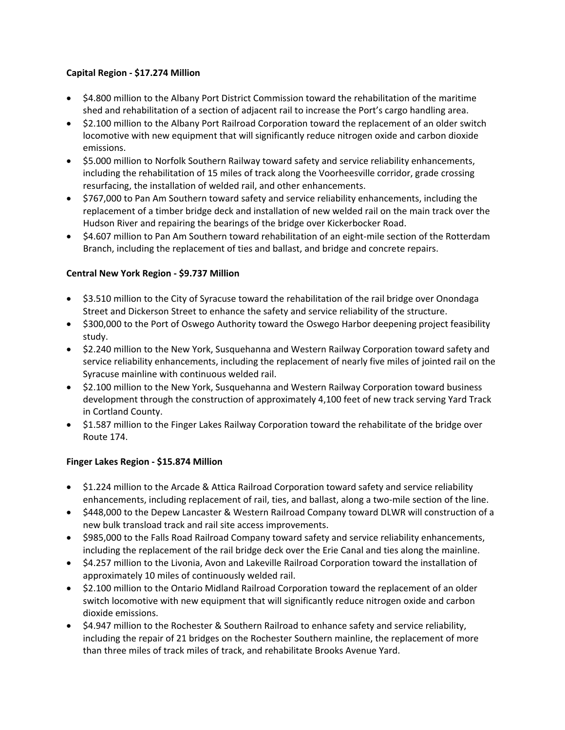**Capital Region - $17.274 Million**

- $4.800 million to the Albany Port District Commission toward the rehabilitation of the maritime shed and rehabilitation of a section of adjacent rail to increase the Port's cargo handling area.
- $2.100 million to the Albany Port Railroad Corporation toward the replacement of an older switch locomotive with new equipment that will significantly reduce nitrogen oxide and carbon dioxide emissions.
- $5.000 million to Norfolk Southern Railway toward safety and service reliability enhancements, including the rehabilitation of 15 miles of track along the Voorheesville corridor, grade crossing resurfacing, the installation of welded rail, and other enhancements.
- $767,000 to Pan Am Southern toward safety and service reliability enhancements, including the replacement of a timber bridge deck and installation of new welded rail on the main track over the Hudson River and repairing the bearings of the bridge over Kickerbocker Road.
- $4.607 million to Pan Am Southern toward rehabilitation of an eight-mile section of the Rotterdam Branch, including the replacement of ties and ballast, and bridge and concrete repairs.

**Central New York Region - $9.737 Million**

- $3.510 million to the City of Syracuse toward the rehabilitation of the rail bridge over Onondaga Street and Dickerson Street to enhance the safety and service reliability of the structure.
- $300,000 to the Port of Oswego Authority toward the Oswego Harbor deepening project feasibility study.
- $2.240 million to the New York, Susquehanna and Western Railway Corporation toward safety and service reliability enhancements, including the replacement of nearly five miles of jointed rail on the Syracuse mainline with continuous welded rail.
- $2.100 million to the New York, Susquehanna and Western Railway Corporation toward business development through the construction of approximately 4,100 feet of new track serving Yard Track in Cortland County.
- $1.587 million to the Finger Lakes Railway Corporation toward the rehabilitate of the bridge over Route 174.

**Finger Lakes Region - $15.874 Million**

- $1.224 million to the Arcade & Attica Railroad Corporation toward safety and service reliability enhancements, including replacement of rail, ties, and ballast, along a two-mile section of the line.
- $448,000 to the Depew Lancaster & Western Railroad Company toward DLWR will construction of a new bulk transload track and rail site access improvements.
- $985,000 to the Falls Road Railroad Company toward safety and service reliability enhancements, including the replacement of the rail bridge deck over the Erie Canal and ties along the mainline.
- $4.257 million to the Livonia, Avon and Lakeville Railroad Corporation toward the installation of approximately 10 miles of continuously welded rail.
- $2.100 million to the Ontario Midland Railroad Corporation toward the replacement of an older switch locomotive with new equipment that will significantly reduce nitrogen oxide and carbon dioxide emissions.
- $4.947 million to the Rochester & Southern Railroad to enhance safety and service reliability, including the repair of 21 bridges on the Rochester Southern mainline, the replacement of more than three miles of track miles of track, and rehabilitate Brooks Avenue Yard.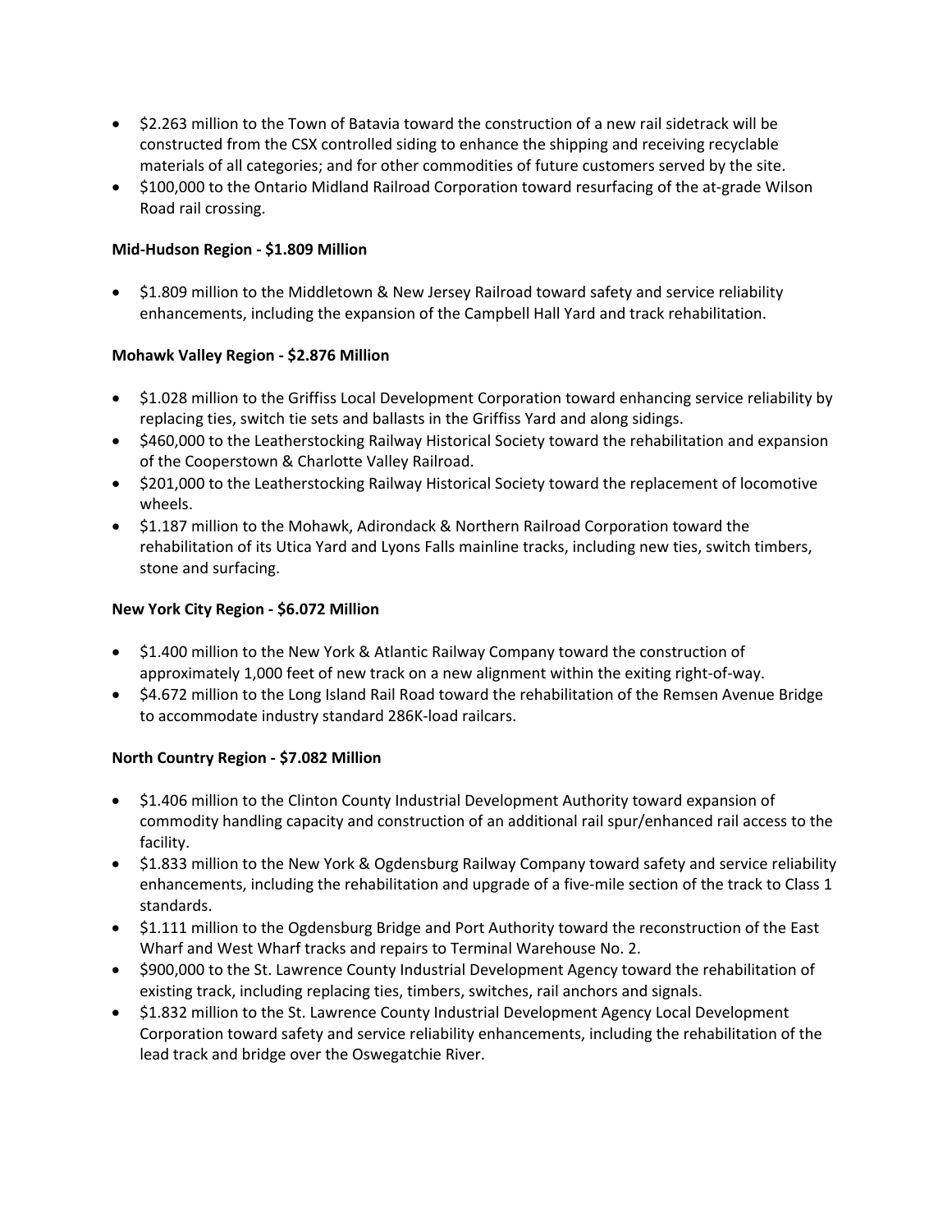- $2.263 million to the Town of Batavia toward the construction of a new rail sidetrack will be constructed from the CSX controlled siding to enhance the shipping and receiving recyclable materials of all categories; and for other commodities of future customers served by the site.
- $100,000 to the Ontario Midland Railroad Corporation toward resurfacing of the at-grade Wilson Road rail crossing.

**Mid-Hudson Region - $1.809 Million**

- $1.809 million to the Middletown & New Jersey Railroad toward safety and service reliability enhancements, including the expansion of the Campbell Hall Yard and track rehabilitation.

**Mohawk Valley Region - $2.876 Million**

- $1.028 million to the Griffiss Local Development Corporation toward enhancing service reliability by replacing ties, switch tie sets and ballasts in the Griffiss Yard and along sidings.
- $460,000 to the Leatherstocking Railway Historical Society toward the rehabilitation and expansion of the Cooperstown & Charlotte Valley Railroad.
- $201,000 to the Leatherstocking Railway Historical Society toward the replacement of locomotive wheels.
- $1.187 million to the Mohawk, Adirondack & Northern Railroad Corporation toward the rehabilitation of its Utica Yard and Lyons Falls mainline tracks, including new ties, switch timbers, stone and surfacing.

**New York City Region - $6.072 Million**

- $1.400 million to the New York & Atlantic Railway Company toward the construction of approximately 1,000 feet of new track on a new alignment within the exiting right-of-way.
- $4.672 million to the Long Island Rail Road toward the rehabilitation of the Remsen Avenue Bridge to accommodate industry standard 286K-load railcars.

**North Country Region - $7.082 Million**

- $1.406 million to the Clinton County Industrial Development Authority toward expansion of commodity handling capacity and construction of an additional rail spur/enhanced rail access to the facility.
- $1.833 million to the New York & Ogdensburg Railway Company toward safety and service reliability enhancements, including the rehabilitation and upgrade of a five-mile section of the track to Class 1 standards.
- $1.111 million to the Ogdensburg Bridge and Port Authority toward the reconstruction of the East Wharf and West Wharf tracks and repairs to Terminal Warehouse No. 2.
- $900,000 to the St. Lawrence County Industrial Development Agency toward the rehabilitation of existing track, including replacing ties, timbers, switches, rail anchors and signals.
- $1.832 million to the St. Lawrence County Industrial Development Agency Local Development Corporation toward safety and service reliability enhancements, including the rehabilitation of the lead track and bridge over the Oswegatchie River.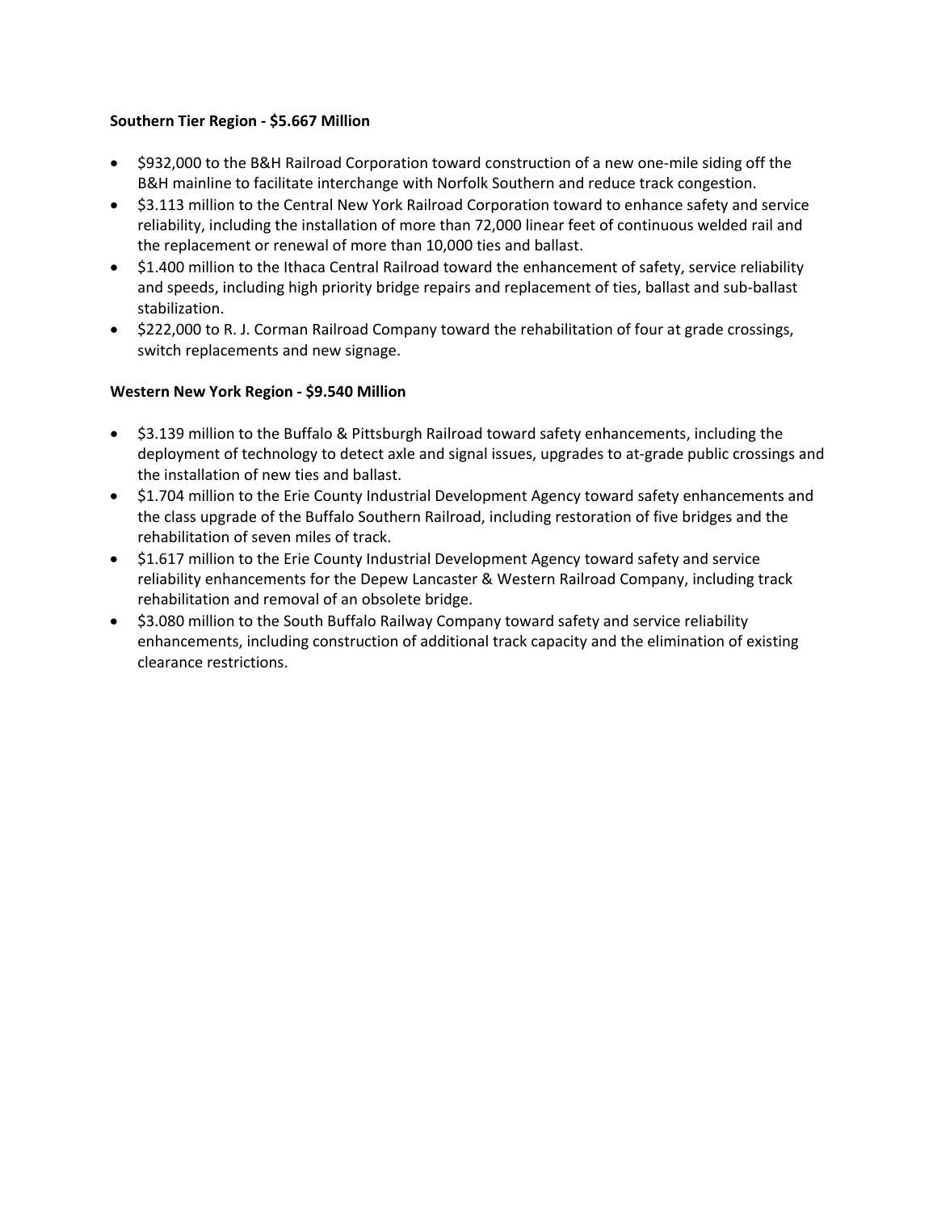**Southern Tier Region - $5.667 Million**

- $932,000 to the B&H Railroad Corporation toward construction of a new one-mile siding off the B&H mainline to facilitate interchange with Norfolk Southern and reduce track congestion.
- $3.113 million to the Central New York Railroad Corporation toward to enhance safety and service reliability, including the installation of more than 72,000 linear feet of continuous welded rail and the replacement or renewal of more than 10,000 ties and ballast.
- $1.400 million to the Ithaca Central Railroad toward the enhancement of safety, service reliability and speeds, including high priority bridge repairs and replacement of ties, ballast and sub-ballast stabilization.
- $222,000 to R. J. Corman Railroad Company toward the rehabilitation of four at grade crossings, switch replacements and new signage.

**Western New York Region - $9.540 Million**

- $3.139 million to the Buffalo & Pittsburgh Railroad toward safety enhancements, including the deployment of technology to detect axle and signal issues, upgrades to at-grade public crossings and the installation of new ties and ballast.
- $1.704 million to the Erie County Industrial Development Agency toward safety enhancements and the class upgrade of the Buffalo Southern Railroad, including restoration of five bridges and the rehabilitation of seven miles of track.
- $1.617 million to the Erie County Industrial Development Agency toward safety and service reliability enhancements for the Depew Lancaster & Western Railroad Company, including track rehabilitation and removal of an obsolete bridge.
- $3.080 million to the South Buffalo Railway Company toward safety and service reliability enhancements, including construction of additional track capacity and the elimination of existing clearance restrictions.